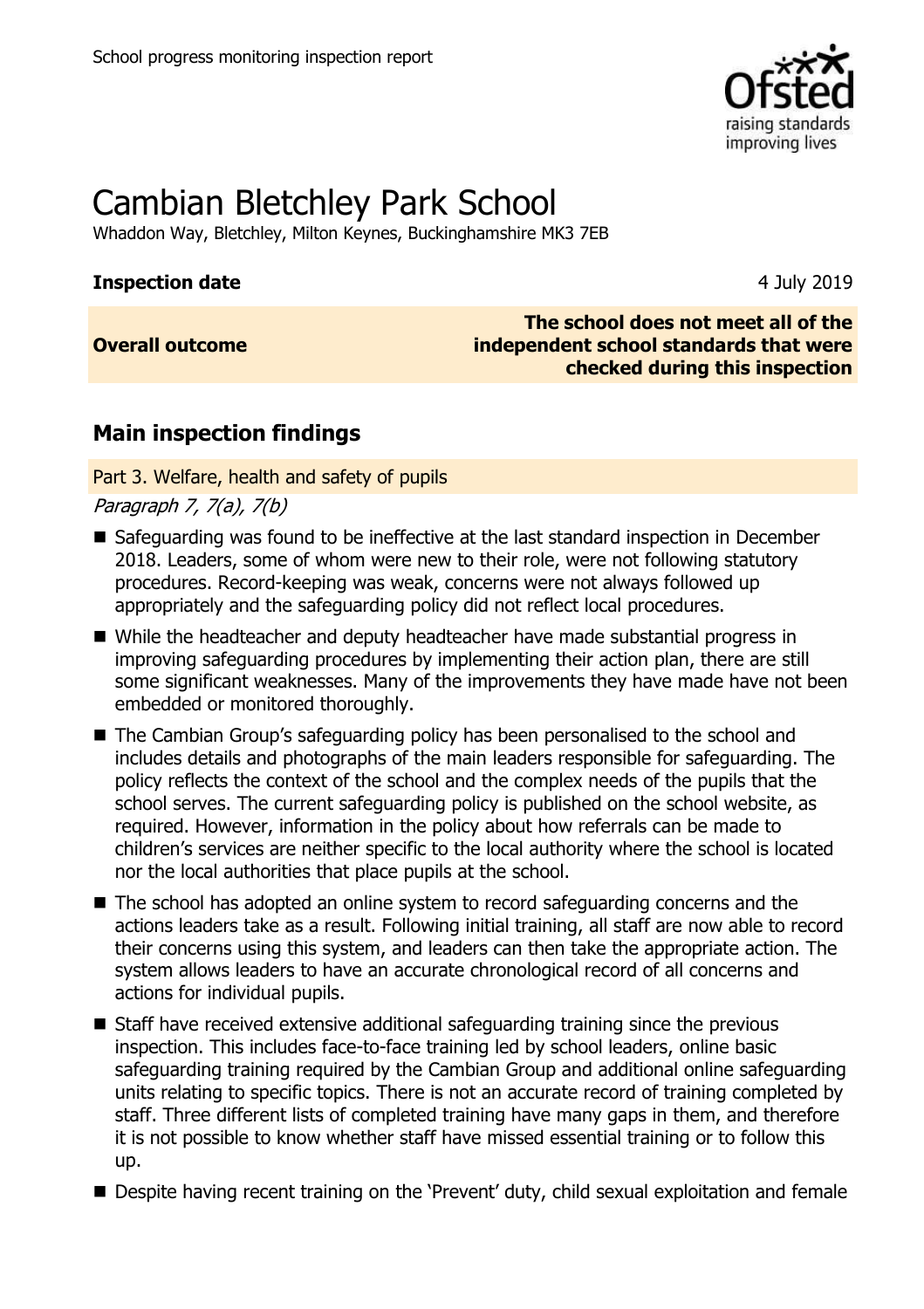School progress monitoring inspection report

# Cambian Bletchley Park School

Whaddon Way, Bletchley, Milton Keynes, Buckinghamshire MK3 7EB

| | |
|---|---|
| **Inspection date** | 4 July 2019 |
| **Overall outcome** | **The school does not meet all of the independent school standards that were checked during this inspection** |

## Main inspection findings

### Part 3. Welfare, health and safety of pupils

*Paragraph 7, 7(a), 7(b)*

- Safeguarding was found to be ineffective at the last standard inspection in December 2018. Leaders, some of whom were new to their role, were not following statutory procedures. Record-keeping was weak, concerns were not always followed up appropriately and the safeguarding policy did not reflect local procedures.
- While the headteacher and deputy headteacher have made substantial progress in improving safeguarding procedures by implementing their action plan, there are still some significant weaknesses. Many of the improvements they have made have not been embedded or monitored thoroughly.
- The Cambian Group's safeguarding policy has been personalised to the school and includes details and photographs of the main leaders responsible for safeguarding. The policy reflects the context of the school and the complex needs of the pupils that the school serves. The current safeguarding policy is published on the school website, as required. However, information in the policy about how referrals can be made to children's services are neither specific to the local authority where the school is located nor the local authorities that place pupils at the school.
- The school has adopted an online system to record safeguarding concerns and the actions leaders take as a result. Following initial training, all staff are now able to record their concerns using this system, and leaders can then take the appropriate action. The system allows leaders to have an accurate chronological record of all concerns and actions for individual pupils.
- Staff have received extensive additional safeguarding training since the previous inspection. This includes face-to-face training led by school leaders, online basic safeguarding training required by the Cambian Group and additional online safeguarding units relating to specific topics. There is not an accurate record of training completed by staff. Three different lists of completed training have many gaps in them, and therefore it is not possible to know whether staff have missed essential training or to follow this up.
- Despite having recent training on the 'Prevent' duty, child sexual exploitation and female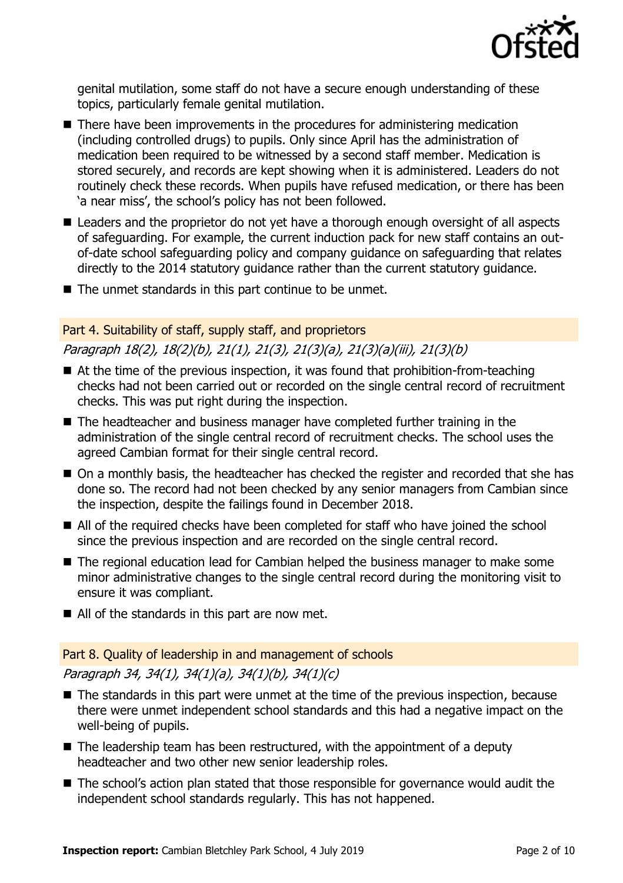genital mutilation, some staff do not have a secure enough understanding of these topics, particularly female genital mutilation.

- There have been improvements in the procedures for administering medication (including controlled drugs) to pupils. Only since April has the administration of medication been required to be witnessed by a second staff member. Medication is stored securely, and records are kept showing when it is administered. Leaders do not routinely check these records. When pupils have refused medication, or there has been 'a near miss', the school's policy has not been followed.
- Leaders and the proprietor do not yet have a thorough enough oversight of all aspects of safeguarding. For example, the current induction pack for new staff contains an out-of-date school safeguarding policy and company guidance on safeguarding that relates directly to the 2014 statutory guidance rather than the current statutory guidance.
- The unmet standards in this part continue to be unmet.

### Part 4. Suitability of staff, supply staff, and proprietors

*Paragraph 18(2), 18(2)(b), 21(1), 21(3), 21(3)(a), 21(3)(a)(iii), 21(3)(b)*

- At the time of the previous inspection, it was found that prohibition-from-teaching checks had not been carried out or recorded on the single central record of recruitment checks. This was put right during the inspection.
- The headteacher and business manager have completed further training in the administration of the single central record of recruitment checks. The school uses the agreed Cambian format for their single central record.
- On a monthly basis, the headteacher has checked the register and recorded that she has done so. The record had not been checked by any senior managers from Cambian since the inspection, despite the failings found in December 2018.
- All of the required checks have been completed for staff who have joined the school since the previous inspection and are recorded on the single central record.
- The regional education lead for Cambian helped the business manager to make some minor administrative changes to the single central record during the monitoring visit to ensure it was compliant.
- All of the standards in this part are now met.

### Part 8. Quality of leadership in and management of schools

*Paragraph 34, 34(1), 34(1)(a), 34(1)(b), 34(1)(c)*

- The standards in this part were unmet at the time of the previous inspection, because there were unmet independent school standards and this had a negative impact on the well-being of pupils.
- The leadership team has been restructured, with the appointment of a deputy headteacher and two other new senior leadership roles.
- The school's action plan stated that those responsible for governance would audit the independent school standards regularly. This has not happened.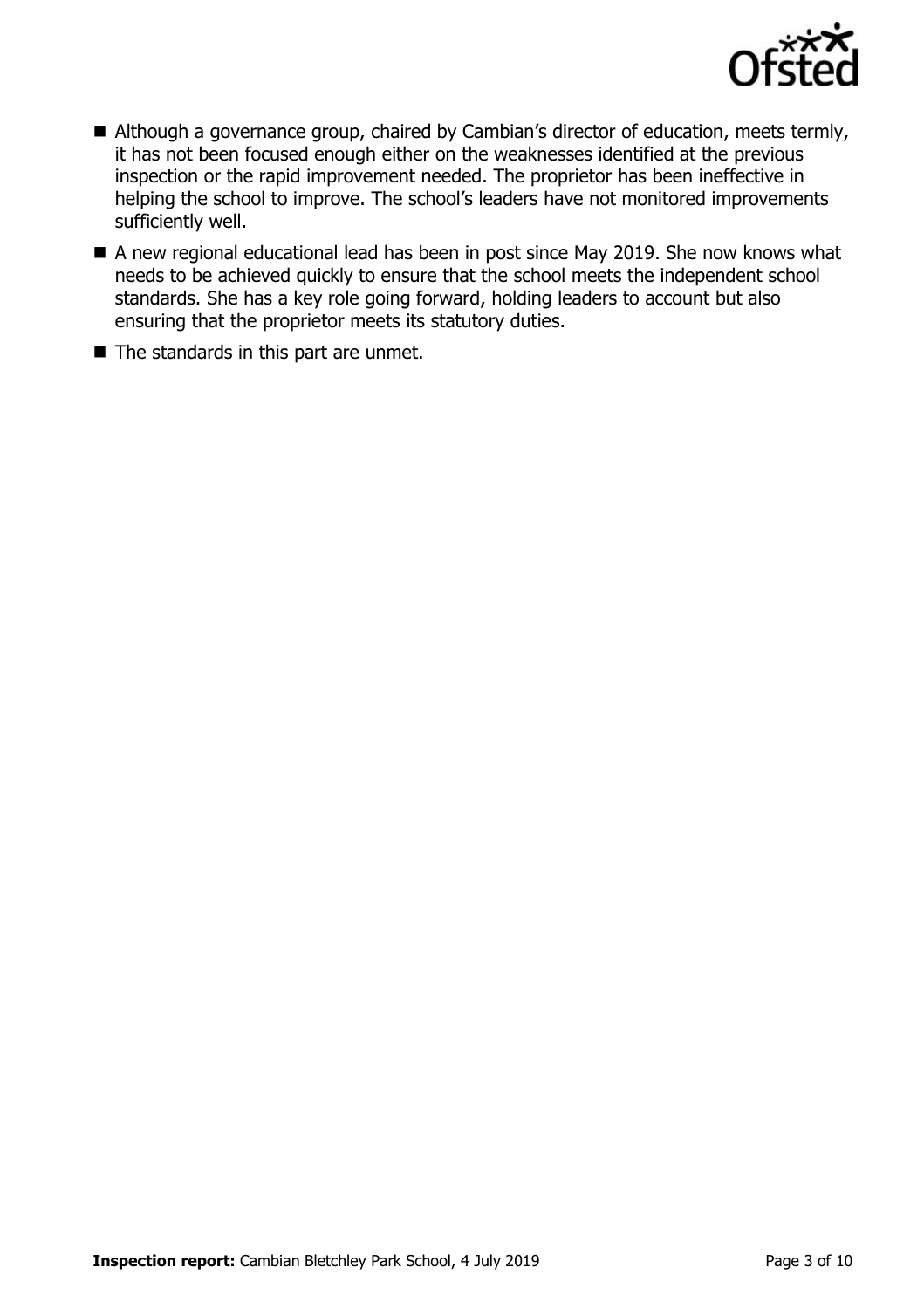- Although a governance group, chaired by Cambian's director of education, meets termly, it has not been focused enough either on the weaknesses identified at the previous inspection or the rapid improvement needed. The proprietor has been ineffective in helping the school to improve. The school's leaders have not monitored improvements sufficiently well.
- A new regional educational lead has been in post since May 2019. She now knows what needs to be achieved quickly to ensure that the school meets the independent school standards. She has a key role going forward, holding leaders to account but also ensuring that the proprietor meets its statutory duties.
- The standards in this part are unmet.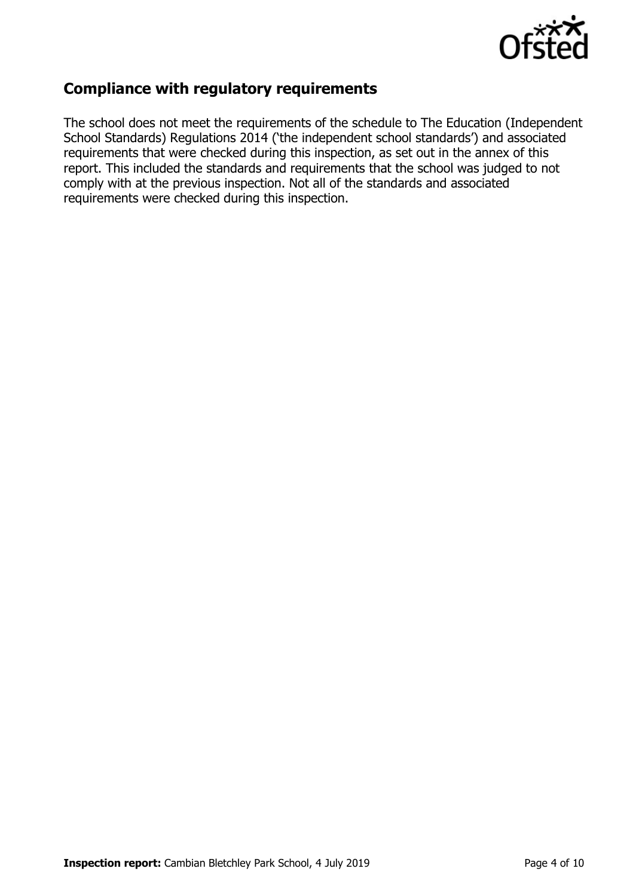## Compliance with regulatory requirements

The school does not meet the requirements of the schedule to The Education (Independent School Standards) Regulations 2014 ('the independent school standards') and associated requirements that were checked during this inspection, as set out in the annex of this report. This included the standards and requirements that the school was judged to not comply with at the previous inspection. Not all of the standards and associated requirements were checked during this inspection.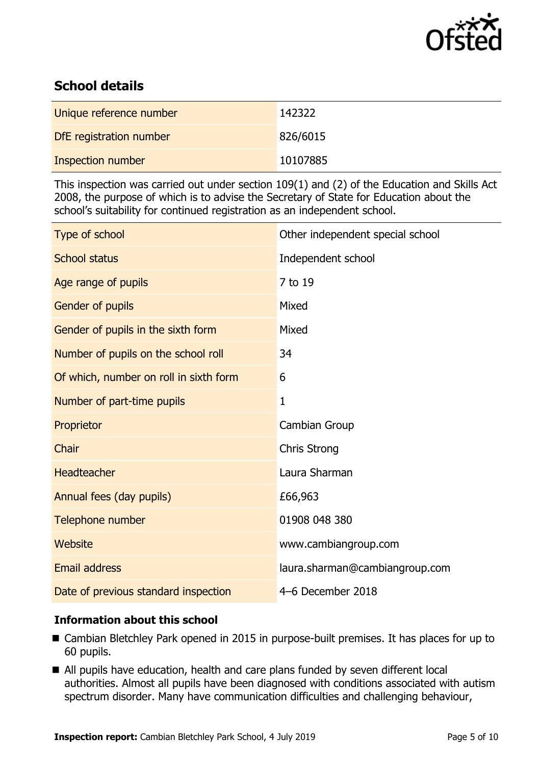## School details

| | |
|---|---|
| Unique reference number | 142322 |
| DfE registration number | 826/6015 |
| Inspection number | 10107885 |

This inspection was carried out under section 109(1) and (2) of the Education and Skills Act 2008, the purpose of which is to advise the Secretary of State for Education about the school's suitability for continued registration as an independent school.

| | |
|---|---|
| Type of school | Other independent special school |
| School status | Independent school |
| Age range of pupils | 7 to 19 |
| Gender of pupils | Mixed |
| Gender of pupils in the sixth form | Mixed |
| Number of pupils on the school roll | 34 |
| Of which, number on roll in sixth form | 6 |
| Number of part-time pupils | 1 |
| Proprietor | Cambian Group |
| Chair | Chris Strong |
| Headteacher | Laura Sharman |
| Annual fees (day pupils) | £66,963 |
| Telephone number | 01908 048 380 |
| Website | www.cambiangroup.com |
| Email address | laura.sharman@cambiangroup.com |
| Date of previous standard inspection | 4–6 December 2018 |

### Information about this school

- Cambian Bletchley Park opened in 2015 in purpose-built premises. It has places for up to 60 pupils.
- All pupils have education, health and care plans funded by seven different local authorities. Almost all pupils have been diagnosed with conditions associated with autism spectrum disorder. Many have communication difficulties and challenging behaviour,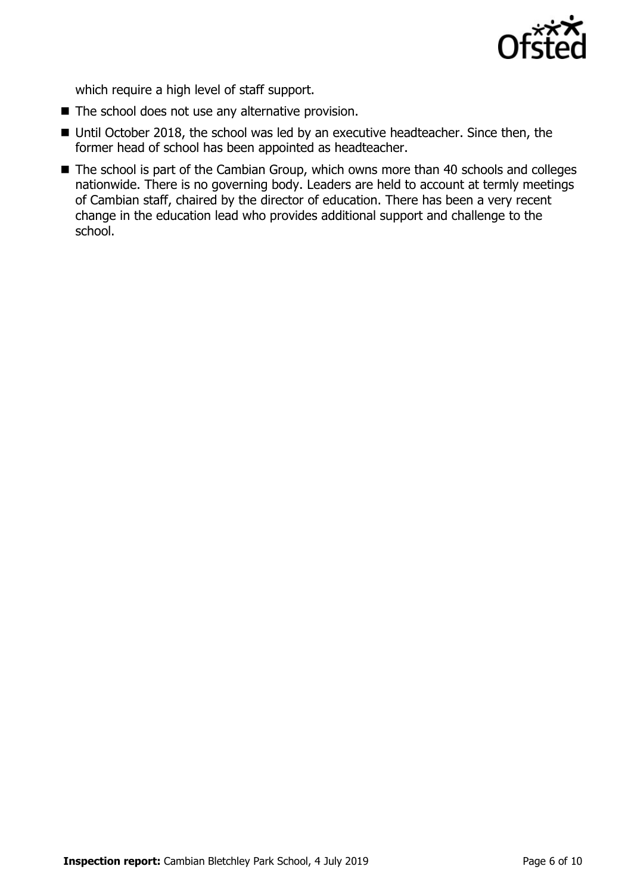which require a high level of staff support.

- The school does not use any alternative provision.
- Until October 2018, the school was led by an executive headteacher. Since then, the former head of school has been appointed as headteacher.
- The school is part of the Cambian Group, which owns more than 40 schools and colleges nationwide. There is no governing body. Leaders are held to account at termly meetings of Cambian staff, chaired by the director of education. There has been a very recent change in the education lead who provides additional support and challenge to the school.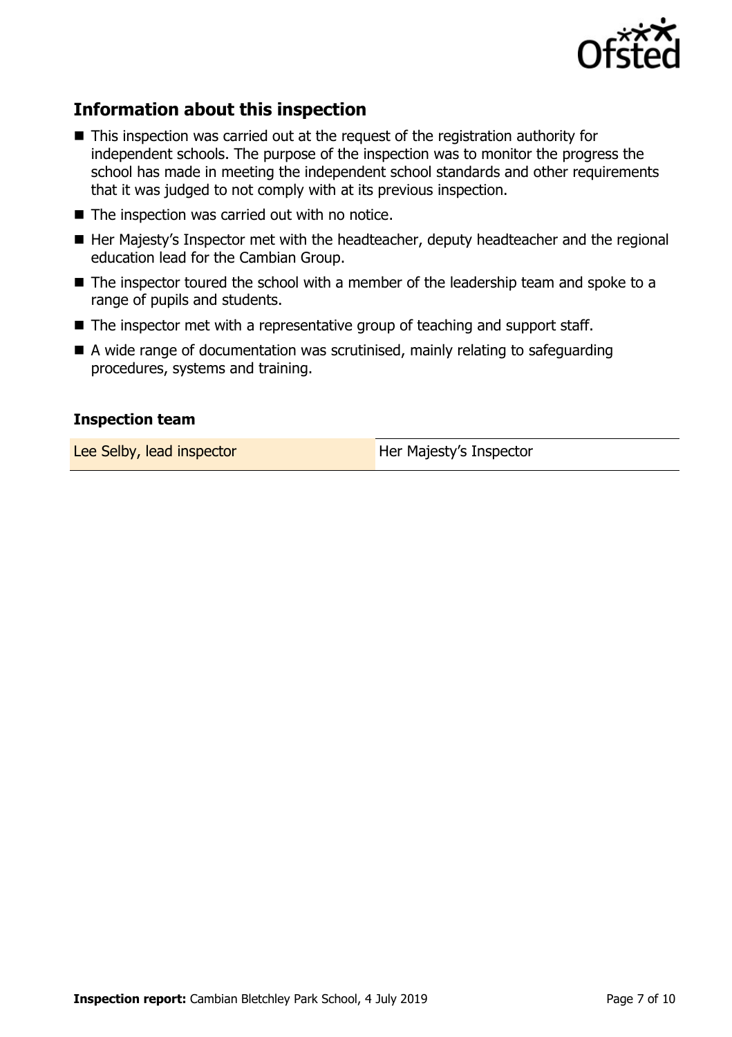## Information about this inspection

- This inspection was carried out at the request of the registration authority for independent schools. The purpose of the inspection was to monitor the progress the school has made in meeting the independent school standards and other requirements that it was judged to not comply with at its previous inspection.
- The inspection was carried out with no notice.
- Her Majesty's Inspector met with the headteacher, deputy headteacher and the regional education lead for the Cambian Group.
- The inspector toured the school with a member of the leadership team and spoke to a range of pupils and students.
- The inspector met with a representative group of teaching and support staff.
- A wide range of documentation was scrutinised, mainly relating to safeguarding procedures, systems and training.

### Inspection team

| | |
|---|---|
| Lee Selby, lead inspector | Her Majesty's Inspector |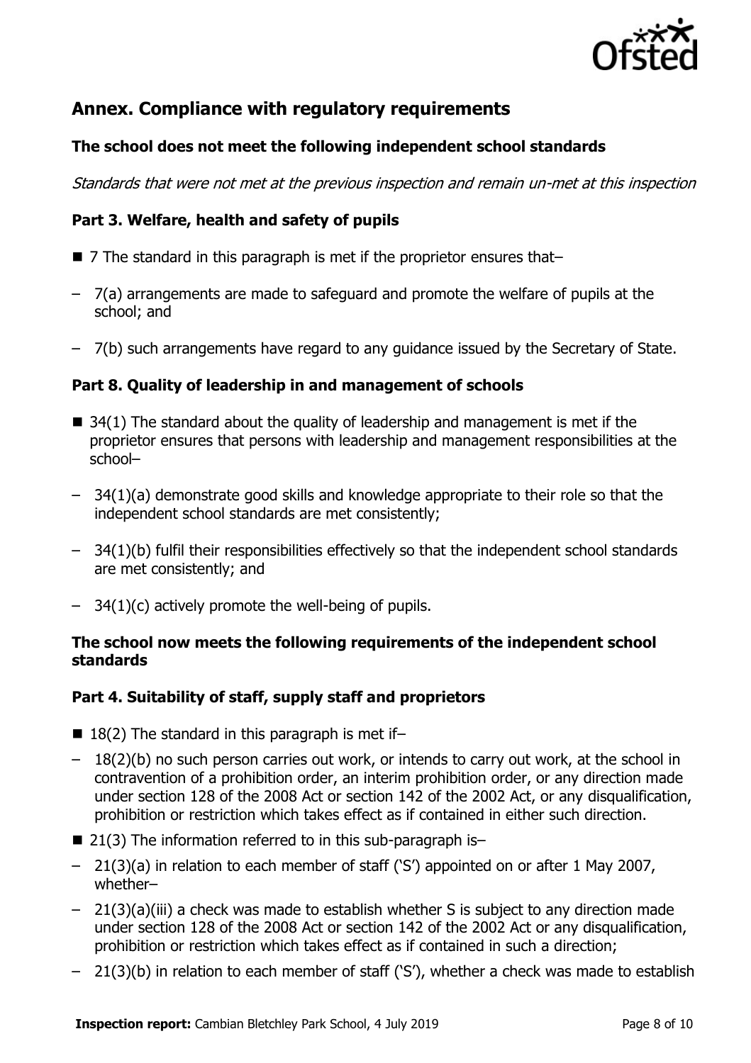## Annex. Compliance with regulatory requirements

### The school does not meet the following independent school standards

*Standards that were not met at the previous inspection and remain un-met at this inspection*

### Part 3. Welfare, health and safety of pupils

- 7 The standard in this paragraph is met if the proprietor ensures that–
  - 7(a) arrangements are made to safeguard and promote the welfare of pupils at the school; and
  - 7(b) such arrangements have regard to any guidance issued by the Secretary of State.

### Part 8. Quality of leadership in and management of schools

- 34(1) The standard about the quality of leadership and management is met if the proprietor ensures that persons with leadership and management responsibilities at the school–
  - 34(1)(a) demonstrate good skills and knowledge appropriate to their role so that the independent school standards are met consistently;
  - 34(1)(b) fulfil their responsibilities effectively so that the independent school standards are met consistently; and
  - 34(1)(c) actively promote the well-being of pupils.

### The school now meets the following requirements of the independent school standards

### Part 4. Suitability of staff, supply staff and proprietors

- 18(2) The standard in this paragraph is met if–
  - 18(2)(b) no such person carries out work, or intends to carry out work, at the school in contravention of a prohibition order, an interim prohibition order, or any direction made under section 128 of the 2008 Act or section 142 of the 2002 Act, or any disqualification, prohibition or restriction which takes effect as if contained in either such direction.
- 21(3) The information referred to in this sub-paragraph is–
  - 21(3)(a) in relation to each member of staff ('S') appointed on or after 1 May 2007, whether–
  - 21(3)(a)(iii) a check was made to establish whether S is subject to any direction made under section 128 of the 2008 Act or section 142 of the 2002 Act or any disqualification, prohibition or restriction which takes effect as if contained in such a direction;
  - 21(3)(b) in relation to each member of staff ('S'), whether a check was made to establish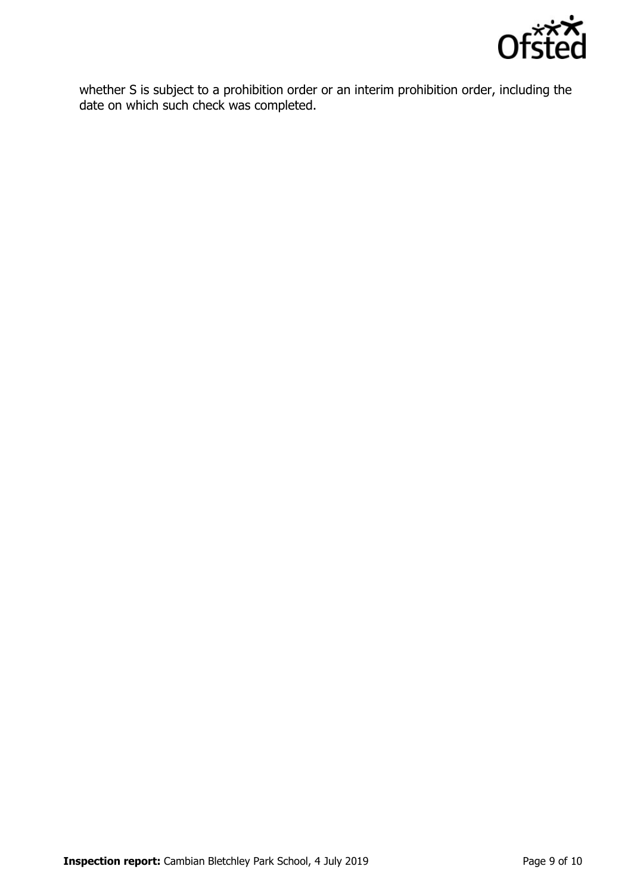whether S is subject to a prohibition order or an interim prohibition order, including the date on which such check was completed.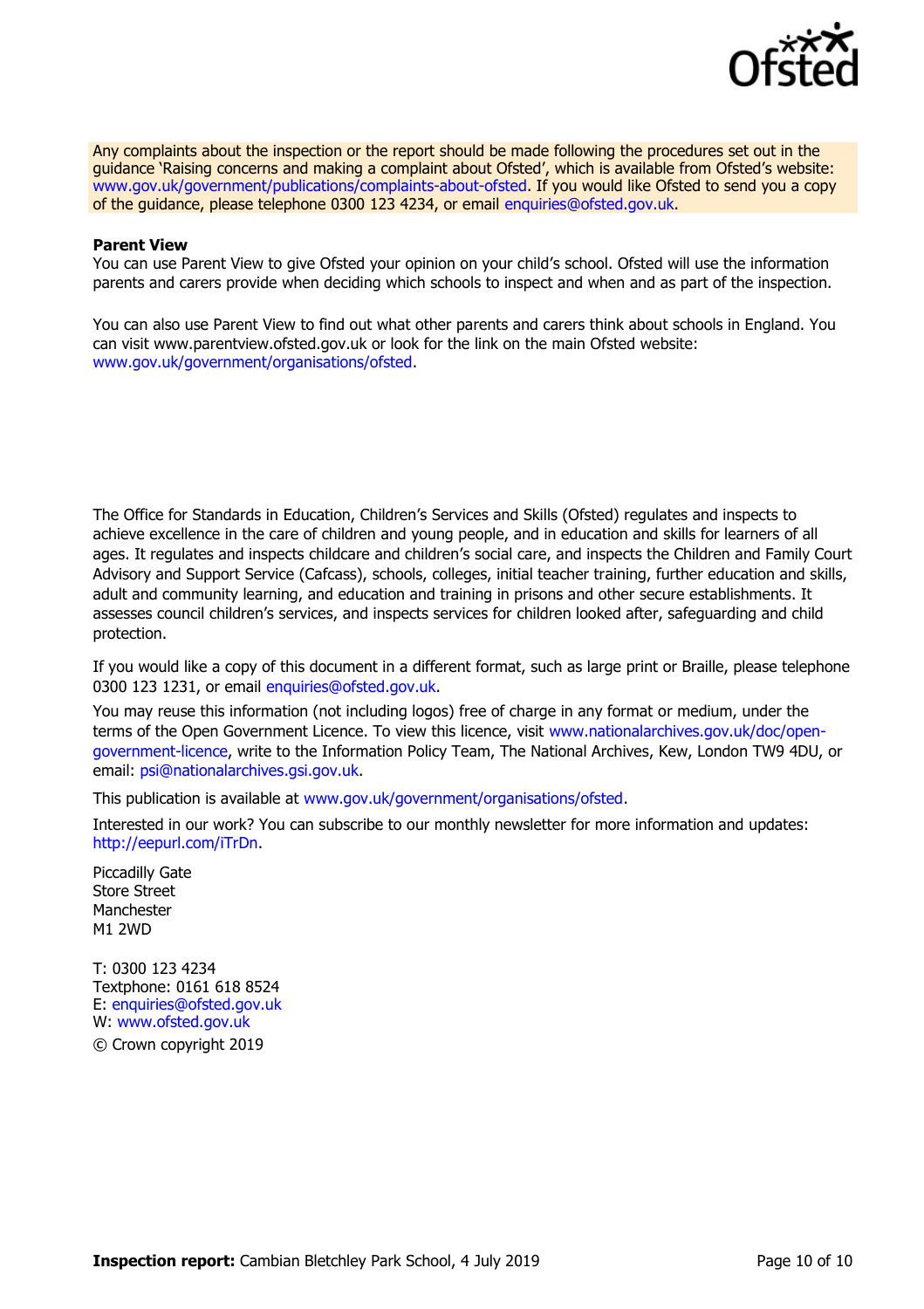Any complaints about the inspection or the report should be made following the procedures set out in the guidance 'Raising concerns and making a complaint about Ofsted', which is available from Ofsted's website: www.gov.uk/government/publications/complaints-about-ofsted. If you would like Ofsted to send you a copy of the guidance, please telephone 0300 123 4234, or email enquiries@ofsted.gov.uk.

**Parent View**

You can use Parent View to give Ofsted your opinion on your child's school. Ofsted will use the information parents and carers provide when deciding which schools to inspect and when and as part of the inspection.

You can also use Parent View to find out what other parents and carers think about schools in England. You can visit www.parentview.ofsted.gov.uk or look for the link on the main Ofsted website: www.gov.uk/government/organisations/ofsted.

The Office for Standards in Education, Children's Services and Skills (Ofsted) regulates and inspects to achieve excellence in the care of children and young people, and in education and skills for learners of all ages. It regulates and inspects childcare and children's social care, and inspects the Children and Family Court Advisory and Support Service (Cafcass), schools, colleges, initial teacher training, further education and skills, adult and community learning, and education and training in prisons and other secure establishments. It assesses council children's services, and inspects services for children looked after, safeguarding and child protection.

If you would like a copy of this document in a different format, such as large print or Braille, please telephone 0300 123 1231, or email enquiries@ofsted.gov.uk.

You may reuse this information (not including logos) free of charge in any format or medium, under the terms of the Open Government Licence. To view this licence, visit www.nationalarchives.gov.uk/doc/open-government-licence, write to the Information Policy Team, The National Archives, Kew, London TW9 4DU, or email: psi@nationalarchives.gsi.gov.uk.

This publication is available at www.gov.uk/government/organisations/ofsted.

Interested in our work? You can subscribe to our monthly newsletter for more information and updates: http://eepurl.com/iTrDn.

Piccadilly Gate
Store Street
Manchester
M1 2WD

T: 0300 123 4234
Textphone: 0161 618 8524
E: enquiries@ofsted.gov.uk
W: www.ofsted.gov.uk

© Crown copyright 2019